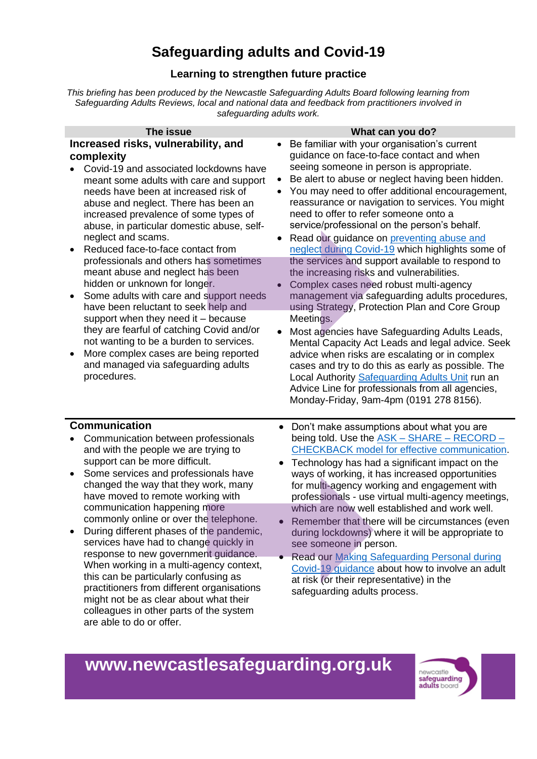# Safeguarding adults and Covid-19

## Learning to strengthen future practice

*This briefing has been produced by the Newcastle Safeguarding Adults Board following learning from Safeguarding Adults Reviews, local and national data and feedback from practitioners involved in safeguarding adults work.*

| The issue | What can you do? |
| --- | --- |
| **Increased risks, vulnerability, and complexity**<br>• Covid-19 and associated lockdowns have meant some adults with care and support needs have been at increased risk of abuse and neglect. There has been an increased prevalence of some types of abuse, in particular domestic abuse, self-neglect and scams.<br>• Reduced face-to-face contact from professionals and others has sometimes meant abuse and neglect has been hidden or unknown for longer.<br>• Some adults with care and support needs have been reluctant to seek help and support when they need it – because they are fearful of catching Covid and/or not wanting to be a burden to services.<br>• More complex cases are being reported and managed via safeguarding adults procedures. | • Be familiar with your organisation's current guidance on face-to-face contact and when seeing someone in person is appropriate.<br>• Be alert to abuse or neglect having been hidden.<br>• You may need to offer additional encouragement, reassurance or navigation to services. You might need to offer to refer someone onto a service/professional on the person's behalf.<br>• Read our guidance on preventing abuse and neglect during Covid-19 which highlights some of the services and support available to respond to the increasing risks and vulnerabilities.<br>• Complex cases need robust multi-agency management via safeguarding adults procedures, using Strategy, Protection Plan and Core Group Meetings.<br>• Most agencies have Safeguarding Adults Leads, Mental Capacity Act Leads and legal advice. Seek advice when risks are escalating or in complex cases and try to do this as early as possible. The Local Authority Safeguarding Adults Unit run an Advice Line for professionals from all agencies, Monday-Friday, 9am-4pm (0191 278 8156). |
| **Communication**<br>• Communication between professionals and with the people we are trying to support can be more difficult.<br>• Some services and professionals have changed the way that they work, many have moved to remote working with communication happening more commonly online or over the telephone.<br>• During different phases of the pandemic, services have had to change quickly in response to new government guidance. When working in a multi-agency context, this can be particularly confusing as practitioners from different organisations might not be as clear about what their colleagues in other parts of the system are able to do or offer. | • Don't make assumptions about what you are being told. Use the ASK – SHARE – RECORD – CHECKBACK model for effective communication.<br>• Technology has had a significant impact on the ways of working, it has increased opportunities for multi-agency working and engagement with professionals - use virtual multi-agency meetings, which are now well established and work well.<br>• Remember that there will be circumstances (even during lockdowns) where it will be appropriate to see someone in person.<br>• Read our Making Safeguarding Personal during Covid-19 guidance about how to involve an adult at risk (or their representative) in the safeguarding adults process. |

**www.newcastlesafeguarding.org.uk**

newcastle safeguarding adults board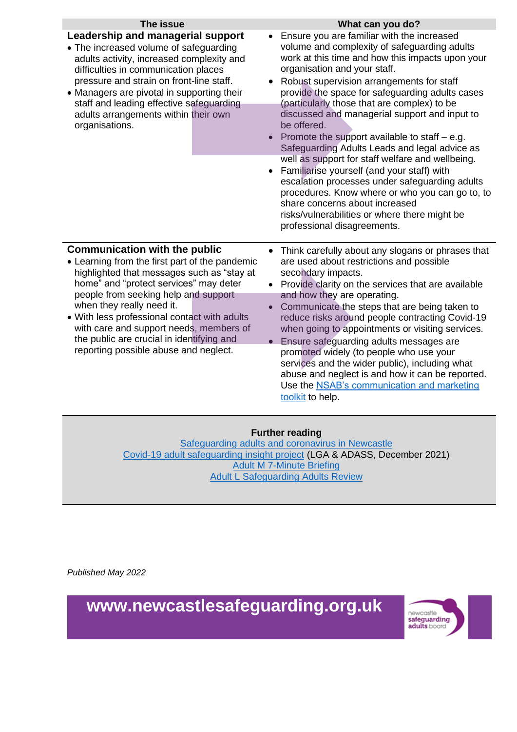| The issue | What can you do? |
| --- | --- |
| **Leadership and managerial support**<br>• The increased volume of safeguarding adults activity, increased complexity and difficulties in communication places pressure and strain on front-line staff.<br>• Managers are pivotal in supporting their staff and leading effective safeguarding adults arrangements within their own organisations. | • Ensure you are familiar with the increased volume and complexity of safeguarding adults work at this time and how this impacts upon your organisation and your staff.<br>• Robust supervision arrangements for staff provide the space for safeguarding adults cases (particularly those that are complex) to be discussed and managerial support and input to be offered.<br>• Promote the support available to staff – e.g. Safeguarding Adults Leads and legal advice as well as support for staff welfare and wellbeing.<br>• Familiarise yourself (and your staff) with escalation processes under safeguarding adults procedures. Know where or who you can go to, to share concerns about increased risks/vulnerabilities or where there might be professional disagreements. |
| **Communication with the public**<br>• Learning from the first part of the pandemic highlighted that messages such as "stay at home" and "protect services" may deter people from seeking help and support when they really need it.<br>• With less professional contact with adults with care and support needs, members of the public are crucial in identifying and reporting possible abuse and neglect. | • Think carefully about any slogans or phrases that are used about restrictions and possible secondary impacts.<br>• Provide clarity on the services that are available and how they are operating.<br>• Communicate the steps that are being taken to reduce risks around people contracting Covid-19 when going to appointments or visiting services.<br>• Ensure safeguarding adults messages are promoted widely (to people who use your services and the wider public), including what abuse and neglect is and how it can be reported. Use the NSAB's communication and marketing toolkit to help. |

**Further reading**

Safeguarding adults and coronavirus in Newcastle

Covid-19 adult safeguarding insight project (LGA & ADASS, December 2021)

Adult M 7-Minute Briefing

Adult L Safeguarding Adults Review

*Published May 2022*

**www.newcastlesafeguarding.org.uk**

newcastle safeguarding adults board